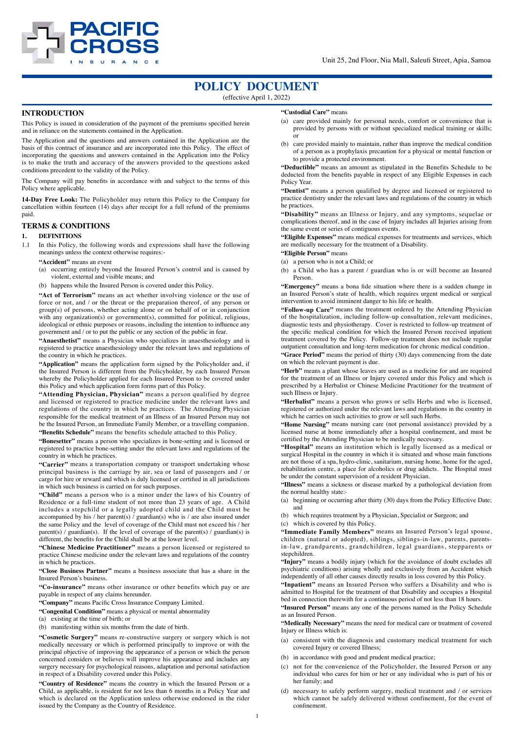Unit 25, 2nd Floor, Nia Mall, Saleufi Street, Apia, Samoa

# POLICY DOCUMENT

(effective April 1, 2022)

## INTRODUCTION

This Policy is issued in consideration of the payment of the premiums specified herein and in reliance on the statements contained in the Application.

The Application and the questions and answers contained in the Application are the basis of this contract of insurance and are incorporated into this Policy. The effect of incorporating the questions and answers contained in the Application into the Policy is to make the truth and accuracy of the answers provided to the questions asked conditions precedent to the validity of the Policy.

The Company will pay benefits in accordance with and subject to the terms of this Policy where applicable.

**14-Day Free Look:** The Policyholder may return this Policy to the Company for cancellation within fourteen (14) days after receipt for a full refund of the premiums paid.

## TERMS & CONDITIONS

### 1. DEFINITIONS

1.1 In this Policy, the following words and expressions shall have the following meanings unless the context otherwise requires:-

**"Accident"** means an event

(a) occurring entirely beyond the Insured Person's control and is caused by violent, external and visible means; and

(b) happens while the Insured Person is covered under this Policy.

**"Act of Terrorism"** means an act whether involving violence or the use of force or not, and / or the threat or the preparation thereof, of any person or group(s) of persons, whether acting alone or on behalf of or in conjunction with any organization(s) or government(s), committed for political, religious, ideological or ethnic purposes or reasons, including the intention to influence any government and / or to put the public or any section of the public in fear.

**"Anaesthetist"** means a Physician who specializes in anaesthesiology and is registered to practice anaesthesiology under the relevant laws and regulations of the country in which he practices.

**"Application"** means the application form signed by the Policyholder and, if the Insured Person is different from the Policyholder, by each Insured Person whereby the Policyholder applied for each Insured Person to be covered under this Policy and which application form forms part of this Policy.

**"Attending Physician, Physician"** means a person qualified by degree and licensed or registered to practice medicine under the relevant laws and regulations of the country in which he practices. The Attending Physician responsible for the medical treatment of an Illness of an Insured Person may not be the Insured Person, an Immediate Family Member, or a travelling companion.

**"Benefits Schedule"** means the benefits schedule attached to this Policy.

**"Bonesetter"** means a person who specializes in bone-setting and is licensed or registered to practice bone-setting under the relevant laws and regulations of the country in which he practices.

**"Carrier"** means a transportation company or transport undertaking whose principal business is the carriage by air, sea or land of passengers and / or cargo for hire or reward and which is duly licensed or certified in all jurisdictions in which such business is carried on for such purposes.

**"Child"** means a person who is a minor under the laws of his Country of Residence or a full-time student of not more than 23 years of age. A Child includes a stepchild or a legally adopted child and the Child must be accompanied by his / her parent(s) / guardian(s) who is / are also insured under the same Policy and the level of coverage of the Child must not exceed his / her parent(s) / guardian(s). If the level of coverage of the parent(s) / guardian(s) is different, the benefits for the Child shall be at the lower level.

**"Chinese Medicine Practitioner"** means a person licensed or registered to practice Chinese medicine under the relevant laws and regulations of the country in which he practices.

**"Close Business Partner"** means a business associate that has a share in the Insured Person's business.

**"Co-insurance"** means other insurance or other benefits which pay or are payable in respect of any claims hereunder.

**"Company"** means Pacific Cross Insurance Company Limited.

**"Congenital Condition"** means a physical or mental abnormality

(a) existing at the time of birth; or

(b) manifesting within six months from the date of birth.

**"Cosmetic Surgery"** means re-constructive surgery or surgery which is not medically necessary or which is performed principally to improve or with the principal objective of improving the appearance of a person or which the person concerned considers or believes will improve his appearance and includes any surgery necessary for psychological reasons, adaptation and personal satisfaction in respect of a Disability covered under this Policy.

**"Country of Residence"** means the country in which the Insured Person or a Child, as applicable, is resident for not less than 6 months in a Policy Year and which is declared on the Application unless otherwise endorsed in the rider issued by the Company as the Country of Residence.

**"Custodial Care"** means

(a) care provided mainly for personal needs, comfort or convenience that is provided by persons with or without specialized medical training or skills; or

(b) care provided mainly to maintain, rather than improve the medical condition of a person as a prophylaxis precaution for a physical or mental function or to provide a protected environment.

**"Deductible"** means an amount as stipulated in the Benefits Schedule to be deducted from the benefits payable in respect of any Eligible Expenses in each Policy Year.

**"Dentist"** means a person qualified by degree and licensed or registered to practice dentistry under the relevant laws and regulations of the country in which he practices.

**"Disability"** means an Illness or Injury, and any symptoms, sequelae or complications thereof, and in the case of Injury includes all Injuries arising from the same event or series of contiguous events.

**"Eligible Expenses"** means medical expenses for treatments and services, which are medically necessary for the treatment of a Disability.

**"Eligible Person"** means

(a) a person who is not a Child; or

(b) a Child who has a parent / guardian who is or will become an Insured Person.

**"Emergency"** means a bona fide situation where there is a sudden change in an Insured Person's state of health, which requires urgent medical or surgical intervention to avoid imminent danger to his life or health.

**"Follow-up Care"** means the treatment ordered by the Attending Physician of the hospitalization, including follow-up consultation, relevant medicines, diagnostic tests and physiotherapy. Cover is restricted to follow-up treatment of the specific medical condition for which the Insured Person received inpatient treatment covered by the Policy. Follow-up treatment does not include regular outpatient consultation and long-term medication for chronic medical condition.

**"Grace Period"** means the period of thirty (30) days commencing from the date on which the relevant payment is due.

**"Herb"** means a plant whose leaves are used as a medicine for and are required for the treatment of an Illness or Injury covered under this Policy and which is prescribed by a Herbalist or Chinese Medicine Practitioner for the treatment of such Illness or Injury.

**"Herbalist"** means a person who grows or sells Herbs and who is licensed, registered or authorized under the relevant laws and regulations in the country in which he carries on such activities to grow or sell such Herbs.

**"Home Nursing"** means nursing care (not personal assistance) provided by a licensed nurse at home immediately after a hospital confinement, and must be certified by the Attending Physician to be medically necessary.

**"Hospital"** means an institution which is legally licensed as a medical or surgical Hospital in the country in which it is situated and whose main functions are not those of a spa, hydro-clinic, sanitarium, nursing home, home for the aged, rehabilitation centre, a place for alcoholics or drug addicts. The Hospital must be under the constant supervision of a resident Physician.

**"Illness"** means a sickness or disease marked by a pathological deviation from the normal healthy state:-

(a) beginning or occurring after thirty (30) days from the Policy Effective Date; and

(b) which requires treatment by a Physician, Specialist or Surgeon; and

(c) which is covered by this Policy.

**"Immediate Family Members"** means an Insured Person's legal spouse, children (natural or adopted), siblings, siblings-in-law, parents, parents-in-law, grandparents, grandchildren, legal guardians, stepparents or stepchildren.

**"Injury"** means a bodily injury (which for the avoidance of doubt excludes all psychiatric conditions) arising wholly and exclusively from an Accident which independently of all other causes directly results in loss covered by this Policy.

**"Inpatient"** means an Insured Person who suffers a Disability and who is admitted to Hospital for the treatment of that Disability and occupies a Hospital bed in connection therewith for a continuous period of not less than 18 hours.

**"Insured Person"** means any one of the persons named in the Policy Schedule as an Insured Person.

**"Medically Necessary"** means the need for medical care or treatment of covered Injury or Illness which is:

(a) consistent with the diagnosis and customary medical treatment for such covered Injury or covered Illness;

(b) in accordance with good and prudent medical practice;

(c) not for the convenience of the Policyholder, the Insured Person or any individual who cares for him or her or any individual who is part of his or her family; and

(d) necessary to safely perform surgery, medical treatment and / or services which cannot be safely delivered without confinement, for the event of confinement.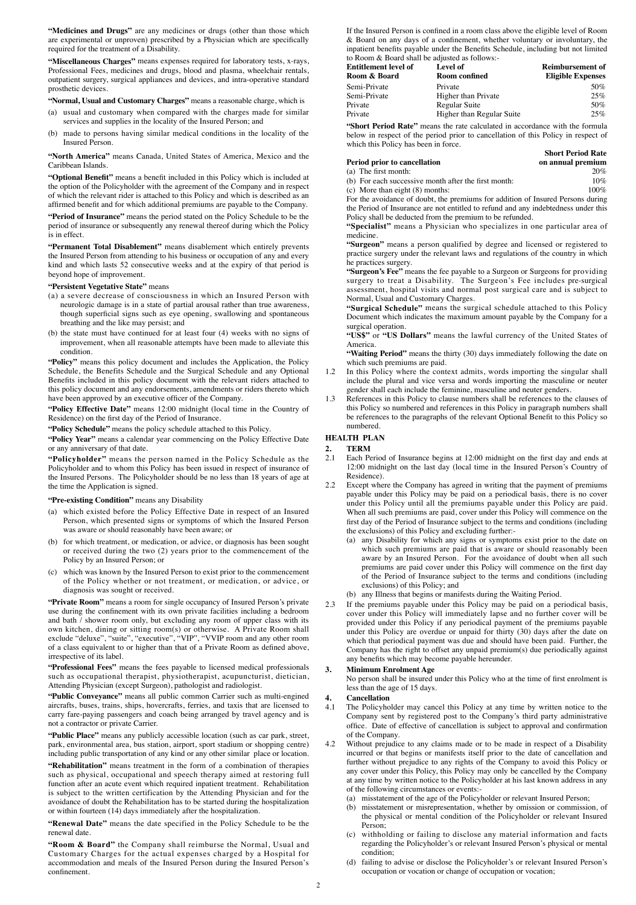**"Medicines and Drugs"** are any medicines or drugs (other than those which are experimental or unproven) prescribed by a Physician which are specifically required for the treatment of a Disability.

**"Miscellaneous Charges"** means expenses required for laboratory tests, x-rays, Professional Fees, medicines and drugs, blood and plasma, wheelchair rentals, outpatient surgery, surgical appliances and devices, and intra-operative standard prosthetic devices.

**"Normal, Usual and Customary Charges"** means a reasonable charge, which is

(a) usual and customary when compared with the charges made for similar services and supplies in the locality of the Insured Person; and

(b) made to persons having similar medical conditions in the locality of the Insured Person.

**"North America"** means Canada, United States of America, Mexico and the Caribbean Islands.

**"Optional Benefit"** means a benefit included in this Policy which is included at the option of the Policyholder with the agreement of the Company and in respect of which the relevant rider is attached to this Policy and which is described as an affirmed benefit and for which additional premiums are payable to the Company.

**"Period of Insurance"** means the period stated on the Policy Schedule to be the period of insurance or subsequently any renewal thereof during which the Policy is in effect.

**"Permanent Total Disablement"** means disablement which entirely prevents the Insured Person from attending to his business or occupation of any and every kind and which lasts 52 consecutive weeks and at the expiry of that period is beyond hope of improvement.

**"Persistent Vegetative State"** means

(a) a severe decrease of consciousness in which an Insured Person with neurologic damage is in a state of partial arousal rather than true awareness, though superficial signs such as eye opening, swallowing and spontaneous breathing and the like may persist; and

(b) the state must have continued for at least four (4) weeks with no signs of improvement, when all reasonable attempts have been made to alleviate this condition.

**"Policy"** means this policy document and includes the Application, the Policy Schedule, the Benefits Schedule and the Surgical Schedule and any Optional Benefits included in this policy document with the relevant riders attached to this policy document and any endorsements, amendments or riders thereto which have been approved by an executive officer of the Company.

**"Policy Effective Date"** means 12:00 midnight (local time in the Country of Residence) on the first day of the Period of Insurance.

**"Policy Schedule"** means the policy schedule attached to this Policy.

**"Policy Year"** means a calendar year commencing on the Policy Effective Date or any anniversary of that date.

**"Policyholder"** means the person named in the Policy Schedule as the Policyholder and to whom this Policy has been issued in respect of insurance of the Insured Persons. The Policyholder should be no less than 18 years of age at the time the Application is signed.

**"Pre-existing Condition"** means any Disability

(a) which existed before the Policy Effective Date in respect of an Insured Person, which presented signs or symptoms of which the Insured Person was aware or should reasonably have been aware; or

(b) for which treatment, or medication, or advice, or diagnosis has been sought or received during the two (2) years prior to the commencement of the Policy by an Insured Person; or

(c) which was known by the Insured Person to exist prior to the commencement of the Policy whether or not treatment, or medication, or advice, or diagnosis was sought or received.

**"Private Room"** means a room for single occupancy of Insured Person's private use during the confinement with its own private facilities including a bedroom and bath / shower room only, but excluding any room of upper class with its own kitchen, dining or sitting room(s) or otherwise. A Private Room shall exclude "deluxe", "suite", "executive", "VIP", "VVIP room and any other room of a class equivalent to or higher than that of a Private Room as defined above, irrespective of its label.

**"Professional Fees"** means the fees payable to licensed medical professionals such as occupational therapist, physiotherapist, acupuncturist, dietician, Attending Physician (except Surgeon), pathologist and radiologist.

**"Public Conveyance"** means all public common Carrier such as multi-engined aircrafts, buses, trains, ships, hovercrafts, ferries, and taxis that are licensed to carry fare-paying passengers and coach being arranged by travel agency and is not a contractor or private Carrier.

**"Public Place"** means any publicly accessible location (such as car park, street, park, environmental area, bus station, airport, sport stadium or shopping centre) including public transportation of any kind or any other similar place or location.

**"Rehabilitation"** means treatment in the form of a combination of therapies such as physical, occupational and speech therapy aimed at restoring full function after an acute event which required inpatient treatment. Rehabilitation is subject to the written certification by the Attending Physician and for the avoidance of doubt the Rehabilitation has to be started during the hospitalization or within fourteen (14) days immediately after the hospitalization.

**"Renewal Date"** means the date specified in the Policy Schedule to be the renewal date.

**"Room & Board"** the Company shall reimburse the Normal, Usual and Customary Charges for the actual expenses charged by a Hospital for accommodation and meals of the Insured Person during the Insured Person's confinement.

If the Insured Person is confined in a room class above the eligible level of Room & Board on any days of a confinement, whether voluntary or involuntary, the inpatient benefits payable under the Benefits Schedule, including but not limited to Room & Board shall be adjusted as follows:-

| Entitlement level of Room & Board | Level of Room confined | Reimbursement of Eligible Expenses |
|---|---|---|
| Semi-Private | Private | 50% |
| Semi-Private | Higher than Private | 25% |
| Private | Regular Suite | 50% |
| Private | Higher than Regular Suite | 25% |

**"Short Period Rate"** means the rate calculated in accordance with the formula below in respect of the period prior to cancellation of this Policy in respect of which this Policy has been in force.

| Period prior to cancellation | Short Period Rate on annual premium |
|---|---|
| (a) The first month: | 20% |
| (b) For each successive month after the first month: | 10% |
| (c) More than eight (8) months: | 100% |

For the avoidance of doubt, the premiums for addition of Insured Persons during the Period of Insurance are not entitled to refund and any indebtedness under this Policy shall be deducted from the premium to be refunded.

**"Specialist"** means a Physician who specializes in one particular area of medicine.

**"Surgeon"** means a person qualified by degree and licensed or registered to practice surgery under the relevant laws and regulations of the country in which he practices surgery.

**"Surgeon's Fee"** means the fee payable to a Surgeon or Surgeons for providing surgery to treat a Disability. The Surgeon's Fee includes pre-surgical assessment, hospital visits and normal post surgical care and is subject to Normal, Usual and Customary Charges.

**"Surgical Schedule"** means the surgical schedule attached to this Policy Document which indicates the maximum amount payable by the Company for a surgical operation.

**"US$"** or **"US Dollars"** means the lawful currency of the United States of America.

**"Waiting Period"** means the thirty (30) days immediately following the date on which such premiums are paid.

1.2 In this Policy where the context admits, words importing the singular shall include the plural and vice versa and words importing the masculine or neuter gender shall each include the feminine, masculine and neuter genders.

1.3 References in this Policy to clause numbers shall be references to the clauses of this Policy so numbered and references in this Policy in paragraph numbers shall be references to the paragraphs of the relevant Optional Benefit to this Policy so numbered.

## HEALTH PLAN

### 2. TERM

2.1 Each Period of Insurance begins at 12:00 midnight on the first day and ends at 12:00 midnight on the last day (local time in the Insured Person's Country of Residence).

2.2 Except where the Company has agreed in writing that the payment of premiums payable under this Policy may be paid on a periodical basis, there is no cover under this Policy until all the premiums payable under this Policy are paid. When all such premiums are paid, cover under this Policy will commence on the first day of the Period of Insurance subject to the terms and conditions (including the exclusions) of this Policy and excluding further:-

(a) any Disability for which any signs or symptoms exist prior to the date on which such premiums are paid that is aware or should reasonably been aware by an Insured Person. For the avoidance of doubt when all such premiums are paid cover under this Policy will commence on the first day of the Period of Insurance subject to the terms and conditions (including exclusions) of this Policy; and

(b) any Illness that begins or manifests during the Waiting Period.

2.3 If the premiums payable under this Policy may be paid on a periodical basis, cover under this Policy will immediately lapse and no further cover will be provided under this Policy if any periodical payment of the premiums payable under this Policy are overdue or unpaid for thirty (30) days after the date on which that periodical payment was due and should have been paid. Further, the Company has the right to offset any unpaid premium(s) due periodically against any benefits which may become payable hereunder.

### 3. Minimum Enrolment Age

No person shall be insured under this Policy who at the time of first enrolment is less than the age of 15 days.

### 4. Cancellation

4.1 The Policyholder may cancel this Policy at any time by written notice to the Company sent by registered post to the Company's third party administrative office. Date of effective of cancellation is subject to approval and confirmation of the Company.

4.2 Without prejudice to any claims made or to be made in respect of a Disability incurred or that begins or manifests itself prior to the date of cancellation and further without prejudice to any rights of the Company to avoid this Policy or any cover under this Policy, this Policy may only be cancelled by the Company at any time by written notice to the Policyholder at his last known address in any of the following circumstances or events:-

(a) misstatement of the age of the Policyholder or relevant Insured Person;

(b) misstatement or misrepresentation, whether by omission or commission, of the physical or mental condition of the Policyholder or relevant Insured Person;

(c) withholding or failing to disclose any material information and facts regarding the Policyholder's or relevant Insured Person's physical or mental condition;

(d) failing to advise or disclose the Policyholder's or relevant Insured Person's occupation or vocation or change of occupation or vocation;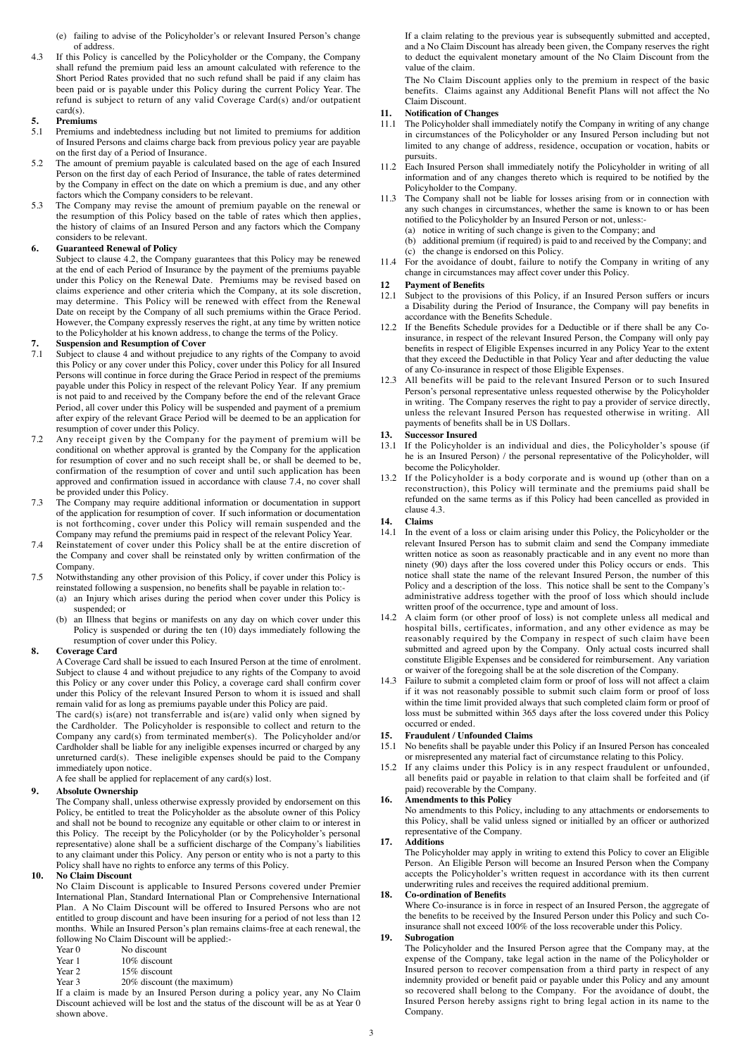(e) failing to advise of the Policyholder's or relevant Insured Person's change of address.

4.3 If this Policy is cancelled by the Policyholder or the Company, the Company shall refund the premium paid less an amount calculated with reference to the Short Period Rates provided that no such refund shall be paid if any claim has been paid or is payable under this Policy during the current Policy Year. The refund is subject to return of any valid Coverage Card(s) and/or outpatient card(s).

**5. Premiums**

5.1 Premiums and indebtedness including but not limited to premiums for addition of Insured Persons and claims charge back from previous policy year are payable on the first day of a Period of Insurance.

5.2 The amount of premium payable is calculated based on the age of each Insured Person on the first day of each Period of Insurance, the table of rates determined by the Company in effect on the date on which a premium is due, and any other factors which the Company considers to be relevant.

5.3 The Company may revise the amount of premium payable on the renewal or the resumption of this Policy based on the table of rates which then applies, the history of claims of an Insured Person and any factors which the Company considers to be relevant.

**6. Guaranteed Renewal of Policy**

Subject to clause 4.2, the Company guarantees that this Policy may be renewed at the end of each Period of Insurance by the payment of the premiums payable under this Policy on the Renewal Date. Premiums may be revised based on claims experience and other criteria which the Company, at its sole discretion, may determine. This Policy will be renewed with effect from the Renewal Date on receipt by the Company of all such premiums within the Grace Period. However, the Company expressly reserves the right, at any time by written notice to the Policyholder at his known address, to change the terms of the Policy.

**7. Suspension and Resumption of Cover**

7.1 Subject to clause 4 and without prejudice to any rights of the Company to avoid this Policy or any cover under this Policy, cover under this Policy for all Insured Persons will continue in force during the Grace Period in respect of the premiums payable under this Policy in respect of the relevant Policy Year. If any premium is not paid to and received by the Company before the end of the relevant Grace Period, all cover under this Policy will be suspended and payment of a premium after expiry of the relevant Grace Period will be deemed to be an application for resumption of cover under this Policy.

7.2 Any receipt given by the Company for the payment of premium will be conditional on whether approval is granted by the Company for the application for resumption of cover and no such receipt shall be, or shall be deemed to be, confirmation of the resumption of cover and until such application has been approved and confirmation issued in accordance with clause 7.4, no cover shall be provided under this Policy.

7.3 The Company may require additional information or documentation in support of the application for resumption of cover. If such information or documentation is not forthcoming, cover under this Policy will remain suspended and the Company may refund the premiums paid in respect of the relevant Policy Year.

7.4 Reinstatement of cover under this Policy shall be at the entire discretion of the Company and cover shall be reinstated only by written confirmation of the Company.

7.5 Notwithstanding any other provision of this Policy, if cover under this Policy is reinstated following a suspension, no benefits shall be payable in relation to:-

(a) an Injury which arises during the period when cover under this Policy is suspended; or

(b) an Illness that begins or manifests on any day on which cover under this Policy is suspended or during the ten (10) days immediately following the resumption of cover under this Policy.

**8. Coverage Card**

A Coverage Card shall be issued to each Insured Person at the time of enrolment. Subject to clause 4 and without prejudice to any rights of the Company to avoid this Policy or any cover under this Policy, a coverage card shall confirm cover under this Policy of the relevant Insured Person to whom it is issued and shall remain valid for as long as premiums payable under this Policy are paid.

The card(s) is(are) not transferrable and is(are) valid only when signed by the Cardholder. The Policyholder is responsible to collect and return to the Company any card(s) from terminated member(s). The Policyholder and/or Cardholder shall be liable for any ineligible expenses incurred or charged by any unreturned card(s). These ineligible expenses should be paid to the Company immediately upon notice.

A fee shall be applied for replacement of any card(s) lost.

**9. Absolute Ownership**

The Company shall, unless otherwise expressly provided by endorsement on this Policy, be entitled to treat the Policyholder as the absolute owner of this Policy and shall not be bound to recognize any equitable or other claim to or interest in this Policy. The receipt by the Policyholder (or by the Policyholder's personal representative) alone shall be a sufficient discharge of the Company's liabilities to any claimant under this Policy. Any person or entity who is not a party to this Policy shall have no rights to enforce any terms of this Policy.

**10. No Claim Discount**

No Claim Discount is applicable to Insured Persons covered under Premier International Plan, Standard International Plan or Comprehensive International Plan. A No Claim Discount will be offered to Insured Persons who are not entitled to group discount and have been insuring for a period of not less than 12 months. While an Insured Person's plan remains claims-free at each renewal, the following No Claim Discount will be applied:-

| | |
|---|---|
| Year 0 | No discount |
| Year 1 | 10% discount |
| Year 2 | 15% discount |
| Year 3 | 20% discount (the maximum) |

If a claim is made by an Insured Person during a policy year, any No Claim Discount achieved will be lost and the status of the discount will be as at Year 0 shown above.

If a claim relating to the previous year is subsequently submitted and accepted, and a No Claim Discount has already been given, the Company reserves the right to deduct the equivalent monetary amount of the No Claim Discount from the value of the claim.

The No Claim Discount applies only to the premium in respect of the basic benefits. Claims against any Additional Benefit Plans will not affect the No Claim Discount.

**11. Notification of Changes**

11.1 The Policyholder shall immediately notify the Company in writing of any change in circumstances of the Policyholder or any Insured Person including but not limited to any change of address, residence, occupation or vocation, habits or pursuits.

11.2 Each Insured Person shall immediately notify the Policyholder in writing of all information and of any changes thereto which is required to be notified by the Policyholder to the Company.

11.3 The Company shall not be liable for losses arising from or in connection with any such changes in circumstances, whether the same is known to or has been notified to the Policyholder by an Insured Person or not, unless:-

(a) notice in writing of such change is given to the Company; and

(b) additional premium (if required) is paid to and received by the Company; and

(c) the change is endorsed on this Policy.

11.4 For the avoidance of doubt, failure to notify the Company in writing of any change in circumstances may affect cover under this Policy.

**12 Payment of Benefits**

12.1 Subject to the provisions of this Policy, if an Insured Person suffers or incurs a Disability during the Period of Insurance, the Company will pay benefits in accordance with the Benefits Schedule.

12.2 If the Benefits Schedule provides for a Deductible or if there shall be any Co-insurance, in respect of the relevant Insured Person, the Company will only pay benefits in respect of Eligible Expenses incurred in any Policy Year to the extent that they exceed the Deductible in that Policy Year and after deducting the value of any Co-insurance in respect of those Eligible Expenses.

12.3 All benefits will be paid to the relevant Insured Person or to such Insured Person's personal representative unless requested otherwise by the Policyholder in writing. The Company reserves the right to pay a provider of service directly, unless the relevant Insured Person has requested otherwise in writing. All payments of benefits shall be in US Dollars.

**13. Successor Insured**

13.1 If the Policyholder is an individual and dies, the Policyholder's spouse (if he is an Insured Person) / the personal representative of the Policyholder, will become the Policyholder.

13.2 If the Policyholder is a body corporate and is wound up (other than on a reconstruction), this Policy will terminate and the premiums paid shall be refunded on the same terms as if this Policy had been cancelled as provided in clause 4.3.

**14. Claims**

14.1 In the event of a loss or claim arising under this Policy, the Policyholder or the relevant Insured Person has to submit claim and send the Company immediate written notice as soon as reasonably practicable and in any event no more than ninety (90) days after the loss covered under this Policy occurs or ends. This notice shall state the name of the relevant Insured Person, the number of this Policy and a description of the loss. This notice shall be sent to the Company's administrative address together with the proof of loss which should include written proof of the occurrence, type and amount of loss.

14.2 A claim form (or other proof of loss) is not complete unless all medical and hospital bills, certificates, information, and any other evidence as may be reasonably required by the Company in respect of such claim have been submitted and agreed upon by the Company. Only actual costs incurred shall constitute Eligible Expenses and be considered for reimbursement. Any variation or waiver of the foregoing shall be at the sole discretion of the Company.

14.3 Failure to submit a completed claim form or proof of loss will not affect a claim if it was not reasonably possible to submit such claim form or proof of loss within the time limit provided always that such completed claim form or proof of loss must be submitted within 365 days after the loss covered under this Policy occurred or ended.

**15. Fraudulent / Unfounded Claims**

15.1 No benefits shall be payable under this Policy if an Insured Person has concealed or misrepresented any material fact of circumstance relating to this Policy.

15.2 If any claims under this Policy is in any respect fraudulent or unfounded, all benefits paid or payable in relation to that claim shall be forfeited and (if paid) recoverable by the Company.

**16. Amendments to this Policy**

No amendments to this Policy, including to any attachments or endorsements to this Policy, shall be valid unless signed or initialled by an officer or authorized representative of the Company.

**17. Additions**

The Policyholder may apply in writing to extend this Policy to cover an Eligible Person. An Eligible Person will become an Insured Person when the Company accepts the Policyholder's written request in accordance with its then current underwriting rules and receives the required additional premium.

**18. Co-ordination of Benefits**

Where Co-insurance is in force in respect of an Insured Person, the aggregate of the benefits to be received by the Insured Person under this Policy and such Co-insurance shall not exceed 100% of the loss recoverable under this Policy.

**19. Subrogation**

The Policyholder and the Insured Person agree that the Company may, at the expense of the Company, take legal action in the name of the Policyholder or Insured person to recover compensation from a third party in respect of any indemnity provided or benefit paid or payable under this Policy and any amount so recovered shall belong to the Company. For the avoidance of doubt, the Insured Person hereby assigns right to bring legal action in its name to the Company.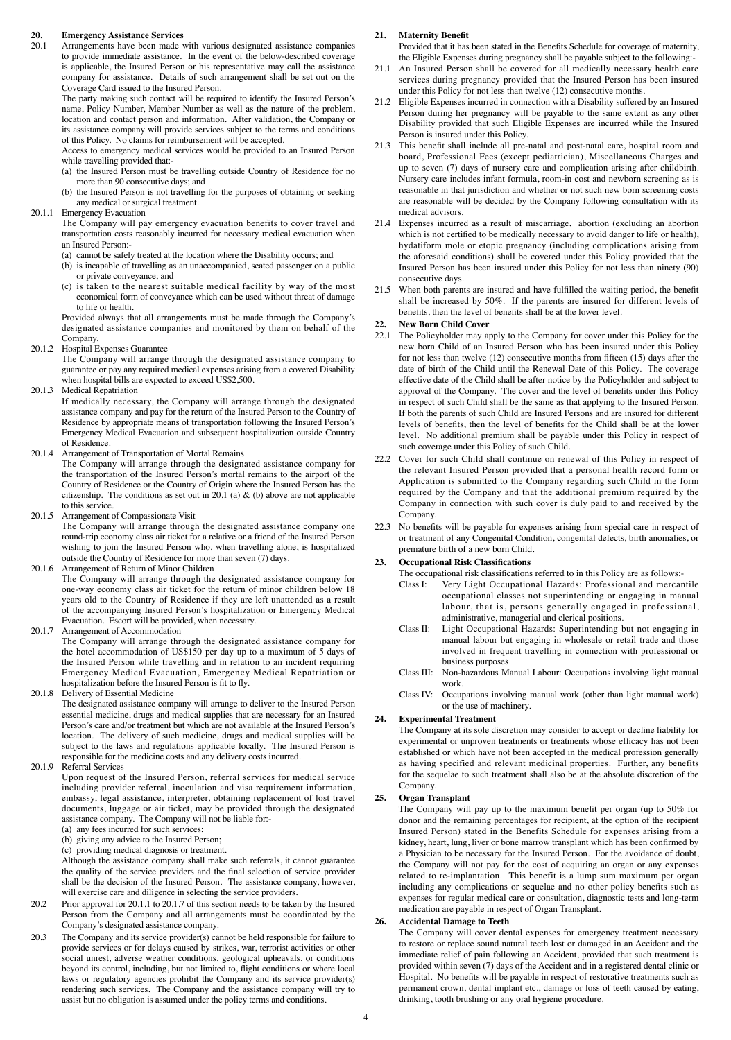## 20. Emergency Assistance Services

20.1 Arrangements have been made with various designated assistance companies to provide immediate assistance. In the event of the below-described coverage is applicable, the Insured Person or his representative may call the assistance company for assistance. Details of such arrangement shall be set out on the Coverage Card issued to the Insured Person.

The party making such contact will be required to identify the Insured Person's name, Policy Number, Member Number as well as the nature of the problem, location and contact person and information. After validation, the Company or its assistance company will provide services subject to the terms and conditions of this Policy. No claims for reimbursement will be accepted.

Access to emergency medical services would be provided to an Insured Person while travelling provided that:-

(a) the Insured Person must be travelling outside Country of Residence for no more than 90 consecutive days; and
(b) the Insured Person is not travelling for the purposes of obtaining or seeking any medical or surgical treatment.

20.1.1 Emergency Evacuation

The Company will pay emergency evacuation benefits to cover travel and transportation costs reasonably incurred for necessary medical evacuation when an Insured Person:-

(a) cannot be safely treated at the location where the Disability occurs; and
(b) is incapable of travelling as an unaccompanied, seated passenger on a public or private conveyance; and
(c) is taken to the nearest suitable medical facility by way of the most economical form of conveyance which can be used without threat of damage to life or health.

Provided always that all arrangements must be made through the Company's designated assistance companies and monitored by them on behalf of the Company.

20.1.2 Hospital Expenses Guarantee

The Company will arrange through the designated assistance company to guarantee or pay any required medical expenses arising from a covered Disability when hospital bills are expected to exceed US$2,500.

20.1.3 Medical Repatriation

If medically necessary, the Company will arrange through the designated assistance company and pay for the return of the Insured Person to the Country of Residence by appropriate means of transportation following the Insured Person's Emergency Medical Evacuation and subsequent hospitalization outside Country of Residence.

20.1.4 Arrangement of Transportation of Mortal Remains

The Company will arrange through the designated assistance company for the transportation of the Insured Person's mortal remains to the airport of the Country of Residence or the Country of Origin where the Insured Person has the citizenship. The conditions as set out in 20.1 (a) & (b) above are not applicable to this service.

20.1.5 Arrangement of Compassionate Visit

The Company will arrange through the designated assistance company one round-trip economy class air ticket for a relative or a friend of the Insured Person wishing to join the Insured Person who, when travelling alone, is hospitalized outside the Country of Residence for more than seven (7) days.

20.1.6 Arrangement of Return of Minor Children

The Company will arrange through the designated assistance company for one-way economy class air ticket for the return of minor children below 18 years old to the Country of Residence if they are left unattended as a result of the accompanying Insured Person's hospitalization or Emergency Medical Evacuation. Escort will be provided, when necessary.

20.1.7 Arrangement of Accommodation

The Company will arrange through the designated assistance company for the hotel accommodation of US$150 per day up to a maximum of 5 days of the Insured Person while travelling and in relation to an incident requiring Emergency Medical Evacuation, Emergency Medical Repatriation or hospitalization before the Insured Person is fit to fly.

20.1.8 Delivery of Essential Medicine

The designated assistance company will arrange to deliver to the Insured Person essential medicine, drugs and medical supplies that are necessary for an Insured Person's care and/or treatment but which are not available at the Insured Person's location. The delivery of such medicine, drugs and medical supplies will be subject to the laws and regulations applicable locally. The Insured Person is responsible for the medicine costs and any delivery costs incurred.

20.1.9 Referral Services

Upon request of the Insured Person, referral services for medical service including provider referral, inoculation and visa requirement information, embassy, legal assistance, interpreter, obtaining replacement of lost travel documents, luggage or air ticket, may be provided through the designated assistance company. The Company will not be liable for:-

(a) any fees incurred for such services;
(b) giving any advice to the Insured Person;
(c) providing medical diagnosis or treatment.

Although the assistance company shall make such referrals, it cannot guarantee the quality of the service providers and the final selection of service provider shall be the decision of the Insured Person. The assistance company, however, will exercise care and diligence in selecting the service providers.

20.2 Prior approval for 20.1.1 to 20.1.7 of this section needs to be taken by the Insured Person from the Company and all arrangements must be coordinated by the Company's designated assistance company.

20.3 The Company and its service provider(s) cannot be held responsible for failure to provide services or for delays caused by strikes, war, terrorist activities or other social unrest, adverse weather conditions, geological upheavals, or conditions beyond its control, including, but not limited to, flight conditions or where local laws or regulatory agencies prohibit the Company and its service provider(s) rendering such services. The Company and the assistance company will try to assist but no obligation is assumed under the policy terms and conditions.

## 21. Maternity Benefit

Provided that it has been stated in the Benefits Schedule for coverage of maternity, the Eligible Expenses during pregnancy shall be payable subject to the following:-

21.1 An Insured Person shall be covered for all medically necessary health care services during pregnancy provided that the Insured Person has been insured under this Policy for not less than twelve (12) consecutive months.

21.2 Eligible Expenses incurred in connection with a Disability suffered by an Insured Person during her pregnancy will be payable to the same extent as any other Disability provided that such Eligible Expenses are incurred while the Insured Person is insured under this Policy.

21.3 This benefit shall include all pre-natal and post-natal care, hospital room and board, Professional Fees (except pediatrician), Miscellaneous Charges and up to seven (7) days of nursery care and complication arising after childbirth. Nursery care includes infant formula, room-in cost and newborn screening as is reasonable in that jurisdiction and whether or not such new born screening costs are reasonable will be decided by the Company following consultation with its medical advisors.

21.4 Expenses incurred as a result of miscarriage, abortion (excluding an abortion which is not certified to be medically necessary to avoid danger to life or health), hydatiform mole or etopic pregnancy (including complications arising from the aforesaid conditions) shall be covered under this Policy provided that the Insured Person has been insured under this Policy for not less than ninety (90) consecutive days.

21.5 When both parents are insured and have fulfilled the waiting period, the benefit shall be increased by 50%. If the parents are insured for different levels of benefits, then the level of benefits shall be at the lower level.

## 22. New Born Child Cover

22.1 The Policyholder may apply to the Company for cover under this Policy for the new born Child of an Insured Person who has been insured under this Policy for not less than twelve (12) consecutive months from fifteen (15) days after the date of birth of the Child until the Renewal Date of this Policy. The coverage effective date of the Child shall be after notice by the Policyholder and subject to approval of the Company. The cover and the level of benefits under this Policy in respect of such Child shall be the same as that applying to the Insured Person. If both the parents of such Child are Insured Persons and are insured for different levels of benefits, then the level of benefits for the Child shall be at the lower level. No additional premium shall be payable under this Policy in respect of such coverage under this Policy of such Child.

22.2 Cover for such Child shall continue on renewal of this Policy in respect of the relevant Insured Person provided that a personal health record form or Application is submitted to the Company regarding such Child in the form required by the Company and that the additional premium required by the Company in connection with such cover is duly paid to and received by the Company.

22.3 No benefits will be payable for expenses arising from special care in respect of or treatment of any Congenital Condition, congenital defects, birth anomalies, or premature birth of a new born Child.

## 23. Occupational Risk Classifications

The occupational risk classifications referred to in this Policy are as follows:-

- Class I: Very Light Occupational Hazards: Professional and mercantile occupational classes not superintending or engaging in manual labour, that is, persons generally engaged in professional, administrative, managerial and clerical positions.
- Class II: Light Occupational Hazards: Superintending but not engaging in manual labour but engaging in wholesale or retail trade and those involved in frequent travelling in connection with professional or business purposes.
- Class III: Non-hazardous Manual Labour: Occupations involving light manual work.
- Class IV: Occupations involving manual work (other than light manual work) or the use of machinery.

## 24. Experimental Treatment

The Company at its sole discretion may consider to accept or decline liability for experimental or unproven treatments or treatments whose efficacy has not been established or which have not been accepted in the medical profession generally as having specified and relevant medicinal properties. Further, any benefits for the sequelae to such treatment shall also be at the absolute discretion of the Company.

## 25. Organ Transplant

The Company will pay up to the maximum benefit per organ (up to 50% for donor and the remaining percentages for recipient, at the option of the recipient Insured Person) stated in the Benefits Schedule for expenses arising from a kidney, heart, lung, liver or bone marrow transplant which has been confirmed by a Physician to be necessary for the Insured Person. For the avoidance of doubt, the Company will not pay for the cost of acquiring an organ or any expenses related to re-implantation. This benefit is a lump sum maximum per organ including any complications or sequelae and no other policy benefits such as expenses for regular medical care or consultation, diagnostic tests and long-term medication are payable in respect of Organ Transplant.

## 26. Accidental Damage to Teeth

The Company will cover dental expenses for emergency treatment necessary to restore or replace sound natural teeth lost or damaged in an Accident and the immediate relief of pain following an Accident, provided that such treatment is provided within seven (7) days of the Accident and in a registered dental clinic or Hospital. No benefits will be payable in respect of restorative treatments such as permanent crown, dental implant etc., damage or loss of teeth caused by eating, drinking, tooth brushing or any oral hygiene procedure.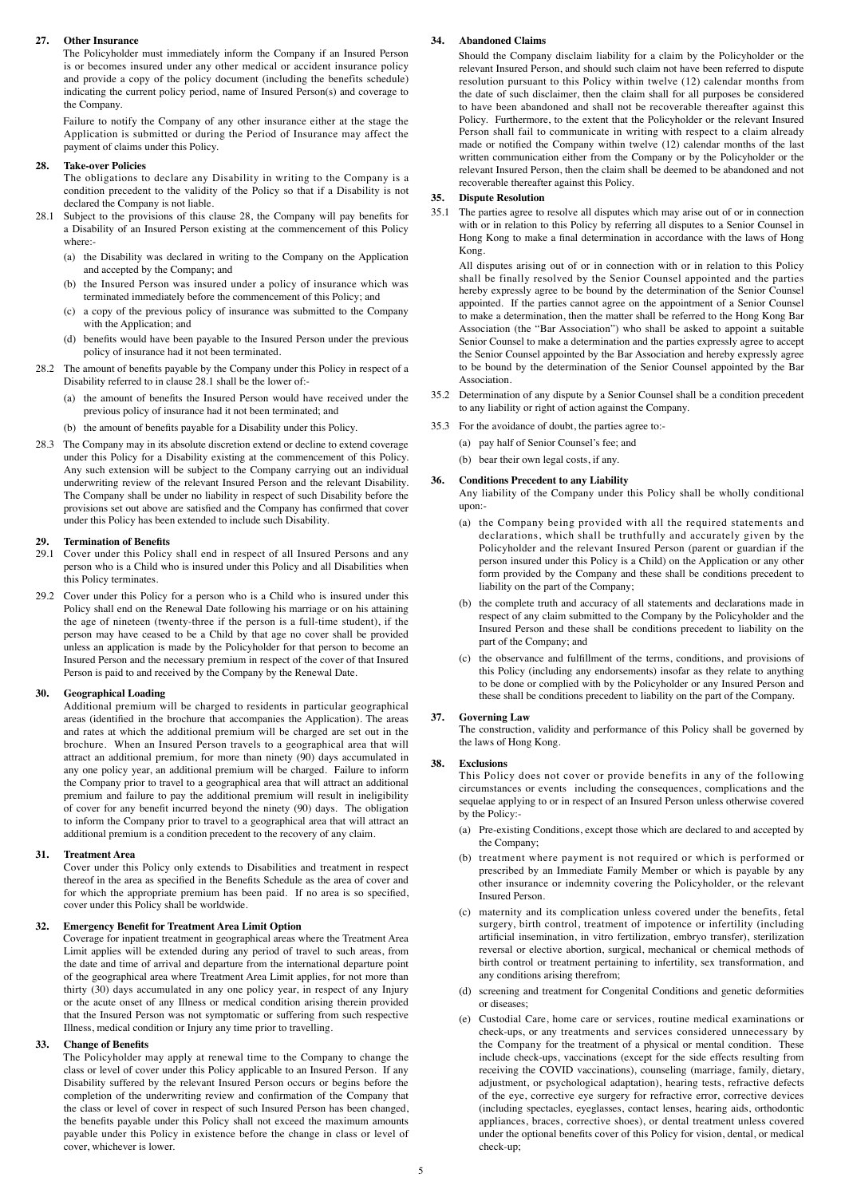## 27. Other Insurance

The Policyholder must immediately inform the Company if an Insured Person is or becomes insured under any other medical or accident insurance policy and provide a copy of the policy document (including the benefits schedule) indicating the current policy period, name of Insured Person(s) and coverage to the Company.

Failure to notify the Company of any other insurance either at the stage the Application is submitted or during the Period of Insurance may affect the payment of claims under this Policy.

## 28. Take-over Policies

The obligations to declare any Disability in writing to the Company is a condition precedent to the validity of the Policy so that if a Disability is not declared the Company is not liable.

28.1 Subject to the provisions of this clause 28, the Company will pay benefits for a Disability of an Insured Person existing at the commencement of this Policy where:-

(a) the Disability was declared in writing to the Company on the Application and accepted by the Company; and

(b) the Insured Person was insured under a policy of insurance which was terminated immediately before the commencement of this Policy; and

(c) a copy of the previous policy of insurance was submitted to the Company with the Application; and

(d) benefits would have been payable to the Insured Person under the previous policy of insurance had it not been terminated.

28.2 The amount of benefits payable by the Company under this Policy in respect of a Disability referred to in clause 28.1 shall be the lower of:-

(a) the amount of benefits the Insured Person would have received under the previous policy of insurance had it not been terminated; and

(b) the amount of benefits payable for a Disability under this Policy.

28.3 The Company may in its absolute discretion extend or decline to extend coverage under this Policy for a Disability existing at the commencement of this Policy. Any such extension will be subject to the Company carrying out an individual underwriting review of the relevant Insured Person and the relevant Disability. The Company shall be under no liability in respect of such Disability before the provisions set out above are satisfied and the Company has confirmed that cover under this Policy has been extended to include such Disability.

## 29. Termination of Benefits

29.1 Cover under this Policy shall end in respect of all Insured Persons and any person who is a Child who is insured under this Policy and all Disabilities when this Policy terminates.

29.2 Cover under this Policy for a person who is a Child who is insured under this Policy shall end on the Renewal Date following his marriage or on his attaining the age of nineteen (twenty-three if the person is a full-time student), if the person may have ceased to be a Child by that age no cover shall be provided unless an application is made by the Policyholder for that person to become an Insured Person and the necessary premium in respect of the cover of that Insured Person is paid to and received by the Company by the Renewal Date.

## 30. Geographical Loading

Additional premium will be charged to residents in particular geographical areas (identified in the brochure that accompanies the Application). The areas and rates at which the additional premium will be charged are set out in the brochure. When an Insured Person travels to a geographical area that will attract an additional premium, for more than ninety (90) days accumulated in any one policy year, an additional premium will be charged. Failure to inform the Company prior to travel to a geographical area that will attract an additional premium and failure to pay the additional premium will result in ineligibility of cover for any benefit incurred beyond the ninety (90) days. The obligation to inform the Company prior to travel to a geographical area that will attract an additional premium is a condition precedent to the recovery of any claim.

## 31. Treatment Area

Cover under this Policy only extends to Disabilities and treatment in respect thereof in the area as specified in the Benefits Schedule as the area of cover and for which the appropriate premium has been paid. If no area is so specified, cover under this Policy shall be worldwide.

## 32. Emergency Benefit for Treatment Area Limit Option

Coverage for inpatient treatment in geographical areas where the Treatment Area Limit applies will be extended during any period of travel to such areas, from the date and time of arrival and departure from the international departure point of the geographical area where Treatment Area Limit applies, for not more than thirty (30) days accumulated in any one policy year, in respect of any Injury or the acute onset of any Illness or medical condition arising therein provided that the Insured Person was not symptomatic or suffering from such respective Illness, medical condition or Injury any time prior to travelling.

## 33. Change of Benefits

The Policyholder may apply at renewal time to the Company to change the class or level of cover under this Policy applicable to an Insured Person. If any Disability suffered by the relevant Insured Person occurs or begins before the completion of the underwriting review and confirmation of the Company that the class or level of cover in respect of such Insured Person has been changed, the benefits payable under this Policy shall not exceed the maximum amounts payable under this Policy in existence before the change in class or level of cover, whichever is lower.

## 34. Abandoned Claims

Should the Company disclaim liability for a claim by the Policyholder or the relevant Insured Person, and should such claim not have been referred to dispute resolution pursuant to this Policy within twelve (12) calendar months from the date of such disclaimer, then the claim shall for all purposes be considered to have been abandoned and shall not be recoverable thereafter against this Policy. Furthermore, to the extent that the Policyholder or the relevant Insured Person shall fail to communicate in writing with respect to a claim already made or notified the Company within twelve (12) calendar months of the last written communication either from the Company or by the Policyholder or the relevant Insured Person, then the claim shall be deemed to be abandoned and not recoverable thereafter against this Policy.

## 35. Dispute Resolution

35.1 The parties agree to resolve all disputes which may arise out of or in connection with or in relation to this Policy by referring all disputes to a Senior Counsel in Hong Kong to make a final determination in accordance with the laws of Hong Kong.

All disputes arising out of or in connection with or in relation to this Policy shall be finally resolved by the Senior Counsel appointed and the parties hereby expressly agree to be bound by the determination of the Senior Counsel appointed. If the parties cannot agree on the appointment of a Senior Counsel to make a determination, then the matter shall be referred to the Hong Kong Bar Association (the "Bar Association") who shall be asked to appoint a suitable Senior Counsel to make a determination and the parties expressly agree to accept the Senior Counsel appointed by the Bar Association and hereby expressly agree to be bound by the determination of the Senior Counsel appointed by the Bar Association.

35.2 Determination of any dispute by a Senior Counsel shall be a condition precedent to any liability or right of action against the Company.

35.3 For the avoidance of doubt, the parties agree to:-

(a) pay half of Senior Counsel's fee; and

(b) bear their own legal costs, if any.

## 36. Conditions Precedent to any Liability

Any liability of the Company under this Policy shall be wholly conditional upon:-

(a) the Company being provided with all the required statements and declarations, which shall be truthfully and accurately given by the Policyholder and the relevant Insured Person (parent or guardian if the person insured under this Policy is a Child) on the Application or any other form provided by the Company and these shall be conditions precedent to liability on the part of the Company;

(b) the complete truth and accuracy of all statements and declarations made in respect of any claim submitted to the Company by the Policyholder and the Insured Person and these shall be conditions precedent to liability on the part of the Company; and

(c) the observance and fulfillment of the terms, conditions, and provisions of this Policy (including any endorsements) insofar as they relate to anything to be done or complied with by the Policyholder or any Insured Person and these shall be conditions precedent to liability on the part of the Company.

## 37. Governing Law

The construction, validity and performance of this Policy shall be governed by the laws of Hong Kong.

## 38. Exclusions

This Policy does not cover or provide benefits in any of the following circumstances or events including the consequences, complications and the sequelae applying to or in respect of an Insured Person unless otherwise covered by the Policy:-

(a) Pre-existing Conditions, except those which are declared to and accepted by the Company;

(b) treatment where payment is not required or which is performed or prescribed by an Immediate Family Member or which is payable by any other insurance or indemnity covering the Policyholder, or the relevant Insured Person.

(c) maternity and its complication unless covered under the benefits, fetal surgery, birth control, treatment of impotence or infertility (including artificial insemination, in vitro fertilization, embryo transfer), sterilization reversal or elective abortion, surgical, mechanical or chemical methods of birth control or treatment pertaining to infertility, sex transformation, and any conditions arising therefrom;

(d) screening and treatment for Congenital Conditions and genetic deformities or diseases;

(e) Custodial Care, home care or services, routine medical examinations or check-ups, or any treatments and services considered unnecessary by the Company for the treatment of a physical or mental condition. These include check-ups, vaccinations (except for the side effects resulting from receiving the COVID vaccinations), counseling (marriage, family, dietary, adjustment, or psychological adaptation), hearing tests, refractive defects of the eye, corrective eye surgery for refractive error, corrective devices (including spectacles, eyeglasses, contact lenses, hearing aids, orthodontic appliances, braces, corrective shoes), or dental treatment unless covered under the optional benefits cover of this Policy for vision, dental, or medical check-up;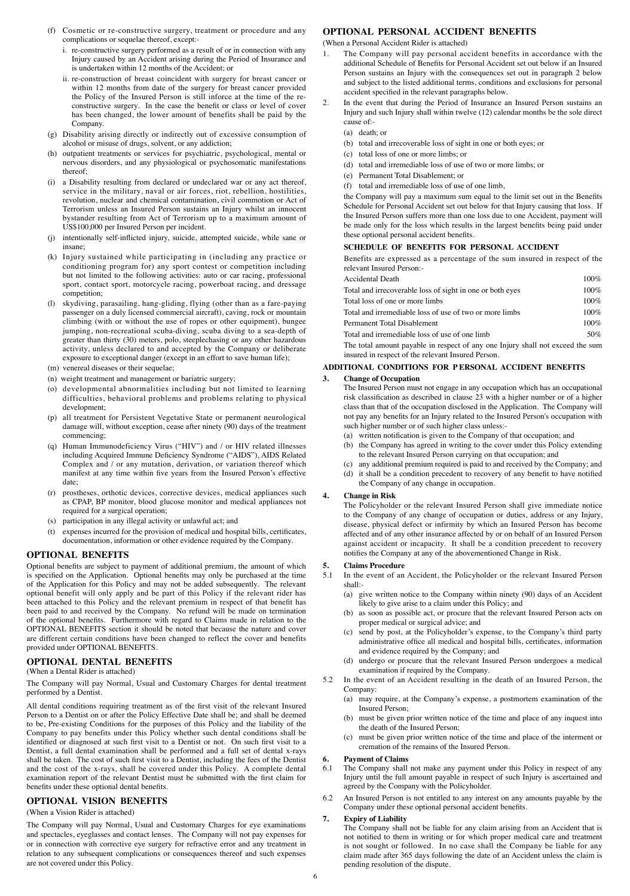(f) Cosmetic or re-constructive surgery, treatment or procedure and any complications or sequelae thereof, except:-

   i. re-constructive surgery performed as a result of or in connection with any Injury caused by an Accident arising during the Period of Insurance and is undertaken within 12 months of the Accident; or

   ii. re-construction of breast coincident with surgery for breast cancer or within 12 months from date of the surgery for breast cancer provided the Policy of the Insured Person is still inforce at the time of the re-constructive surgery. In the case the benefit or class or level of cover has been changed, the lower amount of benefits shall be paid by the Company.

(g) Disability arising directly or indirectly out of excessive consumption of alcohol or misuse of drugs, solvent, or any addiction;

(h) outpatient treatments or services for psychiatric, psychological, mental or nervous disorders, and any physiological or psychosomatic manifestations thereof;

(i) a Disability resulting from declared or undeclared war or any act thereof, service in the military, naval or air forces, riot, rebellion, hostilities, revolution, nuclear and chemical contamination, civil commotion or Act of Terrorism unless an Insured Person sustains an Injury whilst an innocent bystander resulting from Act of Terrorism up to a maximum amount of US$100,000 per Insured Person per incident.

(j) intentionally self-inflicted injury, suicide, attempted suicide, while sane or insane;

(k) Injury sustained while participating in (including any practice or conditioning program for) any sport contest or competition including but not limited to the following activities: auto or car racing, professional sport, contact sport, motorcycle racing, powerboat racing, and dressage competition;

(l) skydiving, parasailing, hang-gliding, flying (other than as a fare-paying passenger on a duly licensed commercial aircraft), caving, rock or mountain climbing (with or without the use of ropes or other equipment), bungee jumping, non-recreational scuba-diving, scuba diving to a sea-depth of greater than thirty (30) meters, polo, steeplechasing or any other hazardous activity, unless declared to and accepted by the Company or deliberate exposure to exceptional danger (except in an effort to save human life);

(m) venereal diseases or their sequelae;

(n) weight treatment and management or bariatric surgery;

(o) developmental abnormalities including but not limited to learning difficulties, behavioral problems and problems relating to physical development;

(p) all treatment for Persistent Vegetative State or permanent neurological damage will, without exception, cease after ninety (90) days of the treatment commencing;

(q) Human Immunodeficiency Virus ("HIV") and / or HIV related illnesses including Acquired Immune Deficiency Syndrome ("AIDS"), AIDS Related Complex and / or any mutation, derivation, or variation thereof which manifest at any time within five years from the Insured Person's effective date;

(r) prostheses, orthotic devices, corrective devices, medical appliances such as CPAP, BP monitor, blood glucose monitor and medical appliances not required for a surgical operation;

(s) participation in any illegal activity or unlawful act; and

(t) expenses incurred for the provision of medical and hospital bills, certificates, documentation, information or other evidence required by the Company.

## OPTIONAL BENEFITS

Optional benefits are subject to payment of additional premium, the amount of which is specified on the Application. Optional benefits may only be purchased at the time of the Application for this Policy and may not be added subsequently. The relevant optional benefit will only apply and be part of this Policy if the relevant rider has been attached to this Policy and the relevant premium in respect of that benefit has been paid to and received by the Company. No refund will be made on termination of the optional benefits. Furthermore with regard to Claims made in relation to the OPTIONAL BENEFITS section it should be noted that because the nature and cover are different certain conditions have been changed to reflect the cover and benefits provided under OPTIONAL BENEFITS.

## OPTIONAL DENTAL BENEFITS

(When a Dental Rider is attached)

The Company will pay Normal, Usual and Customary Charges for dental treatment performed by a Dentist.

All dental conditions requiring treatment as of the first visit of the relevant Insured Person to a Dentist on or after the Policy Effective Date shall be; and shall be deemed to be, Pre-existing Conditions for the purposes of this Policy and the liability of the Company to pay benefits under this Policy whether such dental conditions shall be identified or diagnosed at such first visit to a Dentist or not. On such first visit to a Dentist, a full dental examination shall be performed and a full set of dental x-rays shall be taken. The cost of such first visit to a Dentist, including the fees of the Dentist and the cost of the x-rays, shall be covered under this Policy. A complete dental examination report of the relevant Dentist must be submitted with the first claim for benefits under these optional dental benefits.

## OPTIONAL VISION BENEFITS

(When a Vision Rider is attached)

The Company will pay Normal, Usual and Customary Charges for eye examinations and spectacles, eyeglasses and contact lenses. The Company will not pay expenses for or in connection with corrective eye surgery for refractive error and any treatment in relation to any subsequent complications or consequences thereof and such expenses are not covered under this Policy.

## OPTIONAL PERSONAL ACCIDENT BENEFITS

(When a Personal Accident Rider is attached)

1. The Company will pay personal accident benefits in accordance with the additional Schedule of Benefits for Personal Accident set out below if an Insured Person sustains an Injury with the consequences set out in paragraph 2 below and subject to the listed additional terms, conditions and exclusions for personal accident specified in the relevant paragraphs below.

2. In the event that during the Period of Insurance an Insured Person sustains an Injury and such Injury shall within twelve (12) calendar months be the sole direct cause of:-

   (a) death; or
   (b) total and irrecoverable loss of sight in one or both eyes; or
   (c) total loss of one or more limbs; or
   (d) total and irremediable loss of use of two or more limbs; or
   (e) Permanent Total Disablement; or
   (f) total and irremediable loss of use of one limb,

   the Company will pay a maximum sum equal to the limit set out in the Benefits Schedule for Personal Accident set out below for that Injury causing that loss. If the Insured Person suffers more than one loss due to one Accident, payment will be made only for the loss which results in the largest benefits being paid under these optional personal accident benefits.

### SCHEDULE OF BENEFITS FOR PERSONAL ACCIDENT

Benefits are expressed as a percentage of the sum insured in respect of the relevant Insured Person:-

| | |
|---|---|
| Accidental Death | 100% |
| Total and irrecoverable loss of sight in one or both eyes | 100% |
| Total loss of one or more limbs | 100% |
| Total and irremediable loss of use of two or more limbs | 100% |
| Permanent Total Disablement | 100% |
| Total and irremediable loss of use of one limb | 50% |

The total amount payable in respect of any one Injury shall not exceed the sum insured in respect of the relevant Insured Person.

### ADDITIONAL CONDITIONS FOR PERSONAL ACCIDENT BENEFITS

**3. Change of Occupation**

The Insured Person must not engage in any occupation which has an occupational risk classification as described in clause 23 with a higher number or of a higher class than that of the occupation disclosed in the Application. The Company will not pay any benefits for an Injury related to the Insured Person's occupation with such higher number or of such higher class unless:-

(a) written notification is given to the Company of that occupation; and
(b) the Company has agreed in writing to the cover under this Policy extending to the relevant Insured Person carrying on that occupation; and
(c) any additional premium required is paid to and received by the Company; and
(d) it shall be a condition precedent to recovery of any benefit to have notified the Company of any change in occupation.

**4. Change in Risk**

The Policyholder or the relevant Insured Person shall give immediate notice to the Company of any change of occupation or duties, address or any Injury, disease, physical defect or infirmity by which an Insured Person has become affected and of any other insurance affected by or on behalf of an Insured Person against accident or incapacity. It shall be a condition precedent to recovery notifies the Company at any of the abovementioned Change in Risk.

**5. Claims Procedure**

5.1 In the event of an Accident, the Policyholder or the relevant Insured Person shall:-

(a) give written notice to the Company within ninety (90) days of an Accident likely to give arise to a claim under this Policy; and
(b) as soon as possible act, or procure that the relevant Insured Person acts on proper medical or surgical advice; and
(c) send by post, at the Policyholder's expense, to the Company's third party administrative office all medical and hospital bills, certificates, information and evidence required by the Company; and
(d) undergo or procure that the relevant Insured Person undergoes a medical examination if required by the Company.

5.2 In the event of an Accident resulting in the death of an Insured Person, the Company:

(a) may require, at the Company's expense, a postmortem examination of the Insured Person;
(b) must be given prior written notice of the time and place of any inquest into the death of the Insured Person;
(c) must be given prior written notice of the time and place of the interment or cremation of the remains of the Insured Person.

**6. Payment of Claims**

6.1 The Company shall not make any payment under this Policy in respect of any Injury until the full amount payable in respect of such Injury is ascertained and agreed by the Company with the Policyholder.

6.2 An Insured Person is not entitled to any interest on any amounts payable by the Company under these optional personal accident benefits.

**7. Expiry of Liability**

The Company shall not be liable for any claim arising from an Accident that is not notified to them in writing or for which proper medical care and treatment is not sought or followed. In no case shall the Company be liable for any claim made after 365 days following the date of an Accident unless the claim is pending resolution of the dispute.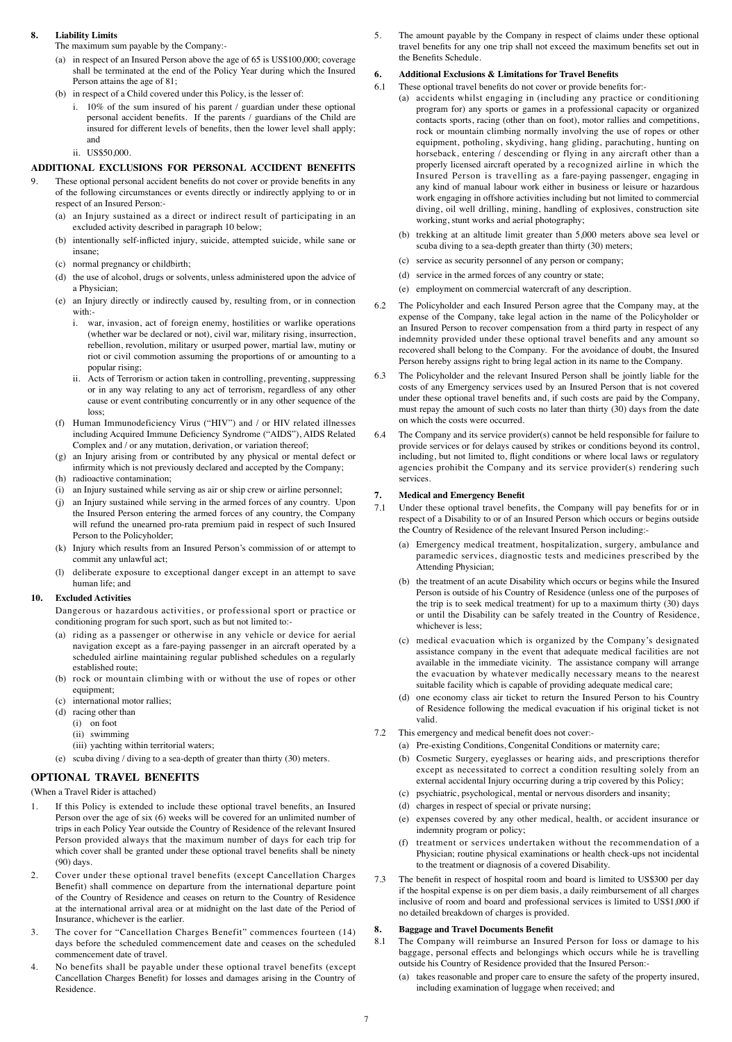**8. Liability Limits**

The maximum sum payable by the Company:-

(a) in respect of an Insured Person above the age of 65 is US$100,000; coverage shall be terminated at the end of the Policy Year during which the Insured Person attains the age of 81;

(b) in respect of a Child covered under this Policy, is the lesser of:

i. 10% of the sum insured of his parent / guardian under these optional personal accident benefits. If the parents / guardians of the Child are insured for different levels of benefits, then the lower level shall apply; and

ii. US$50,000.

## ADDITIONAL EXCLUSIONS FOR PERSONAL ACCIDENT BENEFITS

9. These optional personal accident benefits do not cover or provide benefits in any of the following circumstances or events directly or indirectly applying to or in respect of an Insured Person:-

(a) an Injury sustained as a direct or indirect result of participating in an excluded activity described in paragraph 10 below;

(b) intentionally self-inflicted injury, suicide, attempted suicide, while sane or insane;

(c) normal pregnancy or childbirth;

(d) the use of alcohol, drugs or solvents, unless administered upon the advice of a Physician;

(e) an Injury directly or indirectly caused by, resulting from, or in connection with:-

i. war, invasion, act of foreign enemy, hostilities or warlike operations (whether war be declared or not), civil war, military rising, insurrection, rebellion, revolution, military or usurped power, martial law, mutiny or riot or civil commotion assuming the proportions of or amounting to a popular rising;

ii. Acts of Terrorism or action taken in controlling, preventing, suppressing or in any way relating to any act of terrorism, regardless of any other cause or event contributing concurrently or in any other sequence of the loss;

(f) Human Immunodeficiency Virus ("HIV") and / or HIV related illnesses including Acquired Immune Deficiency Syndrome ("AIDS"), AIDS Related Complex and / or any mutation, derivation, or variation thereof;

(g) an Injury arising from or contributed by any physical or mental defect or infirmity which is not previously declared and accepted by the Company;

(h) radioactive contamination;

(i) an Injury sustained while serving as air or ship crew or airline personnel;

(j) an Injury sustained while serving in the armed forces of any country. Upon the Insured Person entering the armed forces of any country, the Company will refund the unearned pro-rata premium paid in respect of such Insured Person to the Policyholder;

(k) Injury which results from an Insured Person's commission of or attempt to commit any unlawful act;

(l) deliberate exposure to exceptional danger except in an attempt to save human life; and

**10. Excluded Activities**

Dangerous or hazardous activities, or professional sport or practice or conditioning program for such sport, such as but not limited to:-

(a) riding as a passenger or otherwise in any vehicle or device for aerial navigation except as a fare-paying passenger in an aircraft operated by a scheduled airline maintaining regular published schedules on a regularly established route;

(b) rock or mountain climbing with or without the use of ropes or other equipment;

(c) international motor rallies;

(d) racing other than

(i) on foot

(ii) swimming

(iii) yachting within territorial waters;

(e) scuba diving / diving to a sea-depth of greater than thirty (30) meters.

## OPTIONAL TRAVEL BENEFITS

(When a Travel Rider is attached)

1. If this Policy is extended to include these optional travel benefits, an Insured Person over the age of six (6) weeks will be covered for an unlimited number of trips in each Policy Year outside the Country of Residence of the relevant Insured Person provided always that the maximum number of days for each trip for which cover shall be granted under these optional travel benefits shall be ninety (90) days.

2. Cover under these optional travel benefits (except Cancellation Charges Benefit) shall commence on departure from the international departure point of the Country of Residence and ceases on return to the Country of Residence at the international arrival area or at midnight on the last date of the Period of Insurance, whichever is the earlier.

3. The cover for "Cancellation Charges Benefit" commences fourteen (14) days before the scheduled commencement date and ceases on the scheduled commencement date of travel.

4. No benefits shall be payable under these optional travel benefits (except Cancellation Charges Benefit) for losses and damages arising in the Country of Residence.

5. The amount payable by the Company in respect of claims under these optional travel benefits for any one trip shall not exceed the maximum benefits set out in the Benefits Schedule.

**6. Additional Exclusions & Limitations for Travel Benefits**

6.1 These optional travel benefits do not cover or provide benefits for:-

(a) accidents whilst engaging in (including any practice or conditioning program for) any sports or games in a professional capacity or organized contacts sports, racing (other than on foot), motor rallies and competitions, rock or mountain climbing normally involving the use of ropes or other equipment, potholing, skydiving, hang gliding, parachuting, hunting on horseback, entering / descending or flying in any aircraft other than a properly licensed aircraft operated by a recognized airline in which the Insured Person is travelling as a fare-paying passenger, engaging in any kind of manual labour work either in business or leisure or hazardous work engaging in offshore activities including but not limited to commercial diving, oil well drilling, mining, handling of explosives, construction site working, stunt works and aerial photography;

(b) trekking at an altitude limit greater than 5,000 meters above sea level or scuba diving to a sea-depth greater than thirty (30) meters;

(c) service as security personnel of any person or company;

(d) service in the armed forces of any country or state;

(e) employment on commercial watercraft of any description.

6.2 The Policyholder and each Insured Person agree that the Company may, at the expense of the Company, take legal action in the name of the Policyholder or an Insured Person to recover compensation from a third party in respect of any indemnity provided under these optional travel benefits and any amount so recovered shall belong to the Company. For the avoidance of doubt, the Insured Person hereby assigns right to bring legal action in its name to the Company.

6.3 The Policyholder and the relevant Insured Person shall be jointly liable for the costs of any Emergency services used by an Insured Person that is not covered under these optional travel benefits and, if such costs are paid by the Company, must repay the amount of such costs no later than thirty (30) days from the date on which the costs were occurred.

6.4 The Company and its service provider(s) cannot be held responsible for failure to provide services or for delays caused by strikes or conditions beyond its control, including, but not limited to, flight conditions or where local laws or regulatory agencies prohibit the Company and its service provider(s) rendering such services.

**7. Medical and Emergency Benefit**

7.1 Under these optional travel benefits, the Company will pay benefits for or in respect of a Disability to or of an Insured Person which occurs or begins outside the Country of Residence of the relevant Insured Person including:-

(a) Emergency medical treatment, hospitalization, surgery, ambulance and paramedic services, diagnostic tests and medicines prescribed by the Attending Physician;

(b) the treatment of an acute Disability which occurs or begins while the Insured Person is outside of his Country of Residence (unless one of the purposes of the trip is to seek medical treatment) for up to a maximum thirty (30) days or until the Disability can be safely treated in the Country of Residence, whichever is less;

(c) medical evacuation which is organized by the Company's designated assistance company in the event that adequate medical facilities are not available in the immediate vicinity. The assistance company will arrange the evacuation by whatever medically necessary means to the nearest suitable facility which is capable of providing adequate medical care;

(d) one economy class air ticket to return the Insured Person to his Country of Residence following the medical evacuation if his original ticket is not valid.

7.2 This emergency and medical benefit does not cover:-

(a) Pre-existing Conditions, Congenital Conditions or maternity care;

(b) Cosmetic Surgery, eyeglasses or hearing aids, and prescriptions therefor except as necessitated to correct a condition resulting solely from an external accidental Injury occurring during a trip covered by this Policy;

(c) psychiatric, psychological, mental or nervous disorders and insanity;

(d) charges in respect of special or private nursing;

(e) expenses covered by any other medical, health, or accident insurance or indemnity program or policy;

(f) treatment or services undertaken without the recommendation of a Physician; routine physical examinations or health check-ups not incidental to the treatment or diagnosis of a covered Disability.

7.3 The benefit in respect of hospital room and board is limited to US$300 per day if the hospital expense is on per diem basis, a daily reimbursement of all charges inclusive of room and board and professional services is limited to US$1,000 if no detailed breakdown of charges is provided.

**8. Baggage and Travel Documents Benefit**

8.1 The Company will reimburse an Insured Person for loss or damage to his baggage, personal effects and belongings which occurs while he is travelling outside his Country of Residence provided that the Insured Person:-

(a) takes reasonable and proper care to ensure the safety of the property insured, including examination of luggage when received; and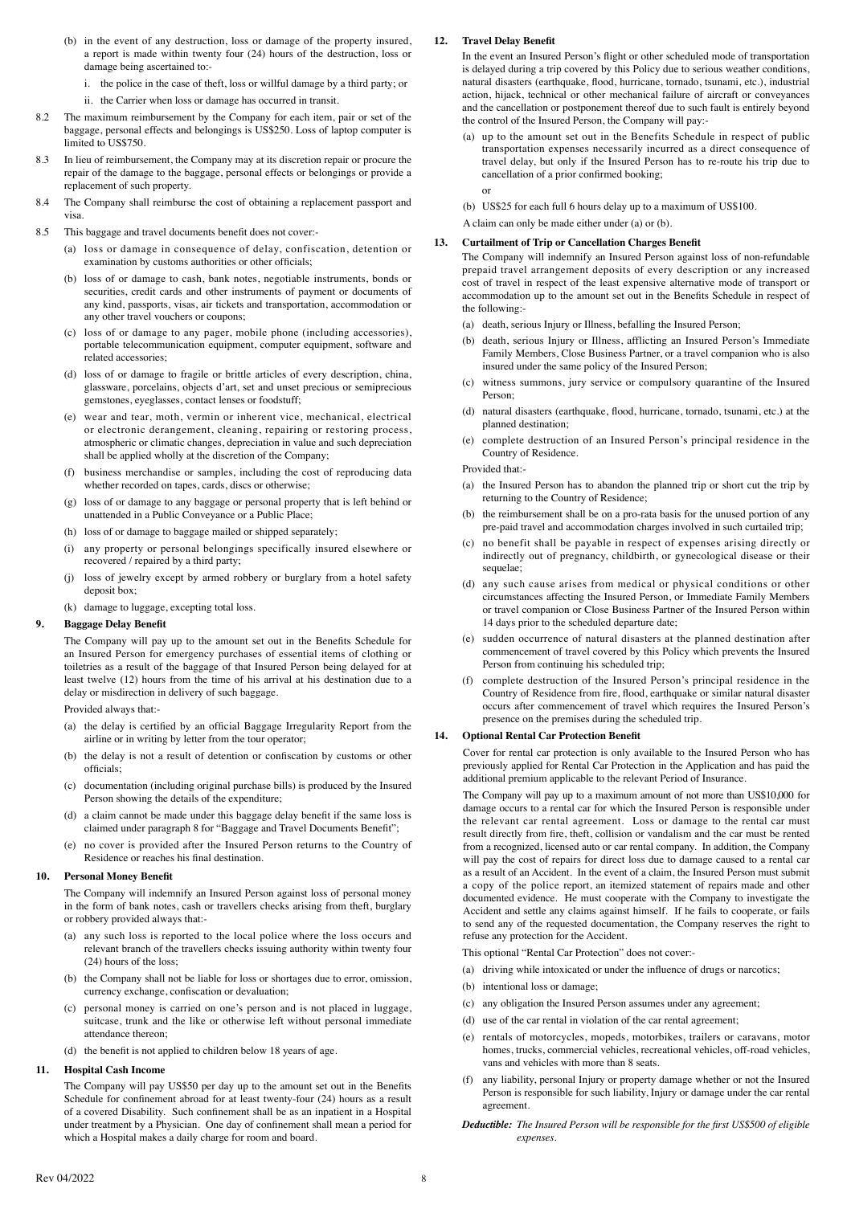(b) in the event of any destruction, loss or damage of the property insured, a report is made within twenty four (24) hours of the destruction, loss or damage being ascertained to:-

i. the police in the case of theft, loss or willful damage by a third party; or

ii. the Carrier when loss or damage has occurred in transit.

8.2 The maximum reimbursement by the Company for each item, pair or set of the baggage, personal effects and belongings is US$250. Loss of laptop computer is limited to US$750.

8.3 In lieu of reimbursement, the Company may at its discretion repair or procure the repair of the damage to the baggage, personal effects or belongings or provide a replacement of such property.

8.4 The Company shall reimburse the cost of obtaining a replacement passport and visa.

8.5 This baggage and travel documents benefit does not cover:-

(a) loss or damage in consequence of delay, confiscation, detention or examination by customs authorities or other officials;

(b) loss of or damage to cash, bank notes, negotiable instruments, bonds or securities, credit cards and other instruments of payment or documents of any kind, passports, visas, air tickets and transportation, accommodation or any other travel vouchers or coupons;

(c) loss of or damage to any pager, mobile phone (including accessories), portable telecommunication equipment, computer equipment, software and related accessories;

(d) loss of or damage to fragile or brittle articles of every description, china, glassware, porcelains, objects d'art, set and unset precious or semiprecious gemstones, eyeglasses, contact lenses or foodstuff;

(e) wear and tear, moth, vermin or inherent vice, mechanical, electrical or electronic derangement, cleaning, repairing or restoring process, atmospheric or climatic changes, depreciation in value and such depreciation shall be applied wholly at the discretion of the Company;

(f) business merchandise or samples, including the cost of reproducing data whether recorded on tapes, cards, discs or otherwise;

(g) loss of or damage to any baggage or personal property that is left behind or unattended in a Public Conveyance or a Public Place;

(h) loss of or damage to baggage mailed or shipped separately;

(i) any property or personal belongings specifically insured elsewhere or recovered / repaired by a third party;

(j) loss of jewelry except by armed robbery or burglary from a hotel safety deposit box;

(k) damage to luggage, excepting total loss.

**9. Baggage Delay Benefit**

The Company will pay up to the amount set out in the Benefits Schedule for an Insured Person for emergency purchases of essential items of clothing or toiletries as a result of the baggage of that Insured Person being delayed for at least twelve (12) hours from the time of his arrival at his destination due to a delay or misdirection in delivery of such baggage.

Provided always that:-

(a) the delay is certified by an official Baggage Irregularity Report from the airline or in writing by letter from the tour operator;

(b) the delay is not a result of detention or confiscation by customs or other officials;

(c) documentation (including original purchase bills) is produced by the Insured Person showing the details of the expenditure;

(d) a claim cannot be made under this baggage delay benefit if the same loss is claimed under paragraph 8 for "Baggage and Travel Documents Benefit";

(e) no cover is provided after the Insured Person returns to the Country of Residence or reaches his final destination.

**10. Personal Money Benefit**

The Company will indemnify an Insured Person against loss of personal money in the form of bank notes, cash or travellers checks arising from theft, burglary or robbery provided always that:-

(a) any such loss is reported to the local police where the loss occurs and relevant branch of the travellers checks issuing authority within twenty four (24) hours of the loss;

(b) the Company shall not be liable for loss or shortages due to error, omission, currency exchange, confiscation or devaluation;

(c) personal money is carried on one's person and is not placed in luggage, suitcase, trunk and the like or otherwise left without personal immediate attendance thereon;

(d) the benefit is not applied to children below 18 years of age.

**11. Hospital Cash Income**

The Company will pay US$50 per day up to the amount set out in the Benefits Schedule for confinement abroad for at least twenty-four (24) hours as a result of a covered Disability. Such confinement shall be as an inpatient in a Hospital under treatment by a Physician. One day of confinement shall mean a period for which a Hospital makes a daily charge for room and board.

**12. Travel Delay Benefit**

In the event an Insured Person's flight or other scheduled mode of transportation is delayed during a trip covered by this Policy due to serious weather conditions, natural disasters (earthquake, flood, hurricane, tornado, tsunami, etc.), industrial action, hijack, technical or other mechanical failure of aircraft or conveyances and the cancellation or postponement thereof due to such fault is entirely beyond the control of the Insured Person, the Company will pay:-

(a) up to the amount set out in the Benefits Schedule in respect of public transportation expenses necessarily incurred as a direct consequence of travel delay, but only if the Insured Person has to re-route his trip due to cancellation of a prior confirmed booking;

or

(b) US$25 for each full 6 hours delay up to a maximum of US$100.

A claim can only be made either under (a) or (b).

**13. Curtailment of Trip or Cancellation Charges Benefit**

The Company will indemnify an Insured Person against loss of non-refundable prepaid travel arrangement deposits of every description or any increased cost of travel in respect of the least expensive alternative mode of transport or accommodation up to the amount set out in the Benefits Schedule in respect of the following:-

(a) death, serious Injury or Illness, befalling the Insured Person;

(b) death, serious Injury or Illness, afflicting an Insured Person's Immediate Family Members, Close Business Partner, or a travel companion who is also insured under the same policy of the Insured Person;

(c) witness summons, jury service or compulsory quarantine of the Insured Person;

(d) natural disasters (earthquake, flood, hurricane, tornado, tsunami, etc.) at the planned destination;

(e) complete destruction of an Insured Person's principal residence in the Country of Residence.

Provided that:-

(a) the Insured Person has to abandon the planned trip or short cut the trip by returning to the Country of Residence;

(b) the reimbursement shall be on a pro-rata basis for the unused portion of any pre-paid travel and accommodation charges involved in such curtailed trip;

(c) no benefit shall be payable in respect of expenses arising directly or indirectly out of pregnancy, childbirth, or gynecological disease or their sequelae;

(d) any such cause arises from medical or physical conditions or other circumstances affecting the Insured Person, or Immediate Family Members or travel companion or Close Business Partner of the Insured Person within 14 days prior to the scheduled departure date;

(e) sudden occurrence of natural disasters at the planned destination after commencement of travel covered by this Policy which prevents the Insured Person from continuing his scheduled trip;

(f) complete destruction of the Insured Person's principal residence in the Country of Residence from fire, flood, earthquake or similar natural disaster occurs after commencement of travel which requires the Insured Person's presence on the premises during the scheduled trip.

**14. Optional Rental Car Protection Benefit**

Cover for rental car protection is only available to the Insured Person who has previously applied for Rental Car Protection in the Application and has paid the additional premium applicable to the relevant Period of Insurance.

The Company will pay up to a maximum amount of not more than US$10,000 for damage occurs to a rental car for which the Insured Person is responsible under the relevant car rental agreement. Loss or damage to the rental car must result directly from fire, theft, collision or vandalism and the car must be rented from a recognized, licensed auto or car rental company. In addition, the Company will pay the cost of repairs for direct loss due to damage caused to a rental car as a result of an Accident. In the event of a claim, the Insured Person must submit a copy of the police report, an itemized statement of repairs made and other documented evidence. He must cooperate with the Company to investigate the Accident and settle any claims against himself. If he fails to cooperate, or fails to send any of the requested documentation, the Company reserves the right to refuse any protection for the Accident.

This optional "Rental Car Protection" does not cover:-

(a) driving while intoxicated or under the influence of drugs or narcotics;

(b) intentional loss or damage;

(c) any obligation the Insured Person assumes under any agreement;

(d) use of the car rental in violation of the car rental agreement;

(e) rentals of motorcycles, mopeds, motorbikes, trailers or caravans, motor homes, trucks, commercial vehicles, recreational vehicles, off-road vehicles, vans and vehicles with more than 8 seats.

(f) any liability, personal Injury or property damage whether or not the Insured Person is responsible for such liability, Injury or damage under the car rental agreement.

***Deductible:*** *The Insured Person will be responsible for the first US$500 of eligible expenses.*